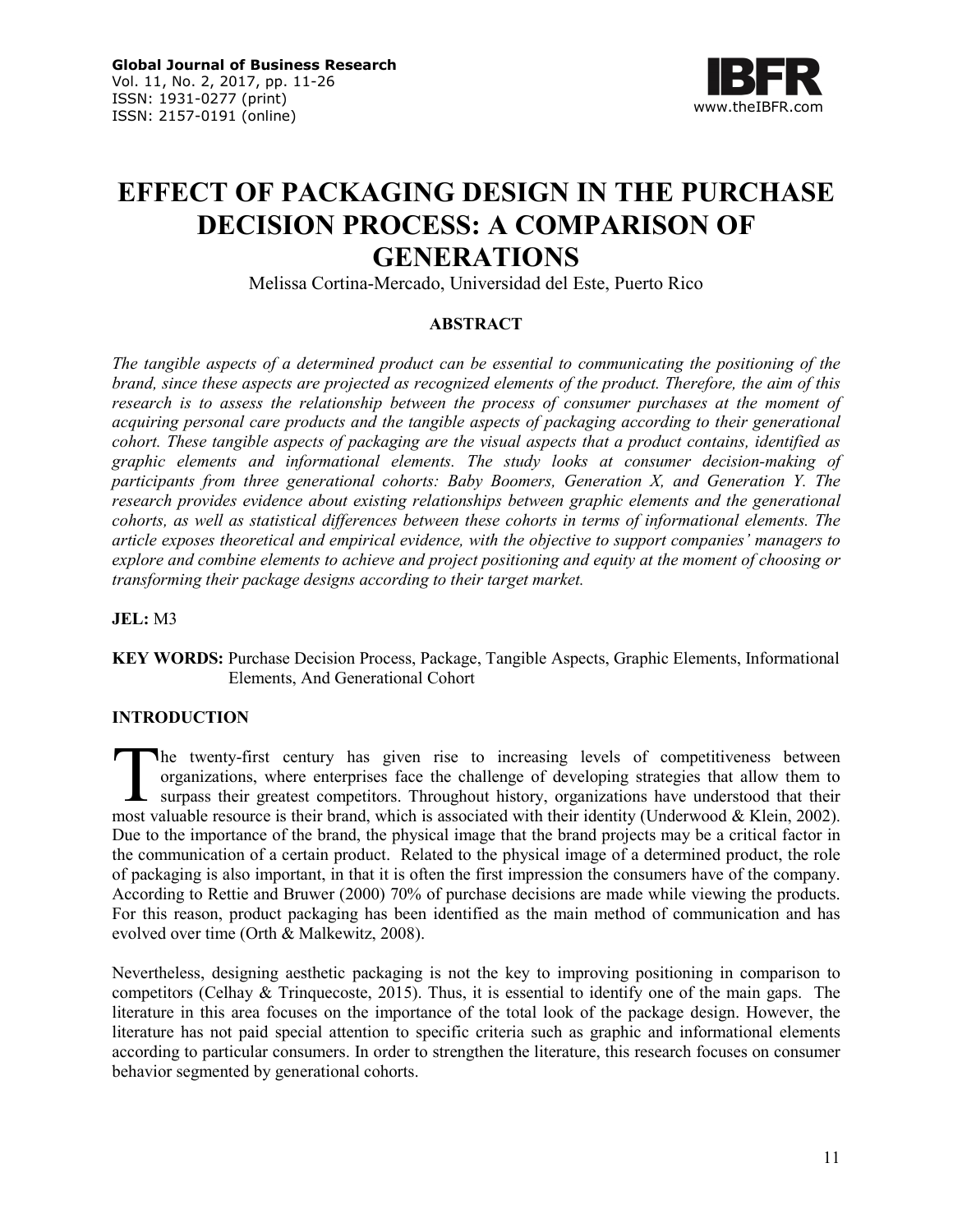# EFFECT OF PACKAGING DESIGN IN THE PURCHASE DECISION PROCESS: A COMPARISON OF GENERATIONS

Melissa Cortina-Mercado, Universidad del Este, Puerto Rico

## ABSTRACT

*The tangible aspects of a determined product can be essential to communicating the positioning of the brand, since these aspects are projected as recognized elements of the product. Therefore, the aim of this research is to assess the relationship between the process of consumer purchases at the moment of acquiring personal care products and the tangible aspects of packaging according to their generational cohort. These tangible aspects of packaging are the visual aspects that a product contains, identified as graphic elements and informational elements. The study looks at consumer decision-making of participants from three generational cohorts: Baby Boomers, Generation X, and Generation Y. The research provides evidence about existing relationships between graphic elements and the generational cohorts, as well as statistical differences between these cohorts in terms of informational elements. The article exposes theoretical and empirical evidence, with the objective to support companies' managers to explore and combine elements to achieve and project positioning and equity at the moment of choosing or transforming their package designs according to their target market.*

**JEL:** M3

**KEY WORDS:** Purchase Decision Process, Package, Tangible Aspects, Graphic Elements, Informational Elements, And Generational Cohort

## INTRODUCTION

The twenty-first century has given rise to increasing levels of competitiveness between organizations, where enterprises face the challenge of developing strategies that allow them to surpass their greatest competitors. Throughout history, organizations have understood that their most valuable resource is their brand, which is associated with their identity (Underwood & Klein, 2002). Due to the importance of the brand, the physical image that the brand projects may be a critical factor in the communication of a certain product. Related to the physical image of a determined product, the role of packaging is also important, in that it is often the first impression the consumers have of the company. According to Rettie and Bruwer (2000) 70% of purchase decisions are made while viewing the products. For this reason, product packaging has been identified as the main method of communication and has evolved over time (Orth & Malkewitz, 2008).

Nevertheless, designing aesthetic packaging is not the key to improving positioning in comparison to competitors (Celhay & Trinquecoste, 2015). Thus, it is essential to identify one of the main gaps. The literature in this area focuses on the importance of the total look of the package design. However, the literature has not paid special attention to specific criteria such as graphic and informational elements according to particular consumers. In order to strengthen the literature, this research focuses on consumer behavior segmented by generational cohorts.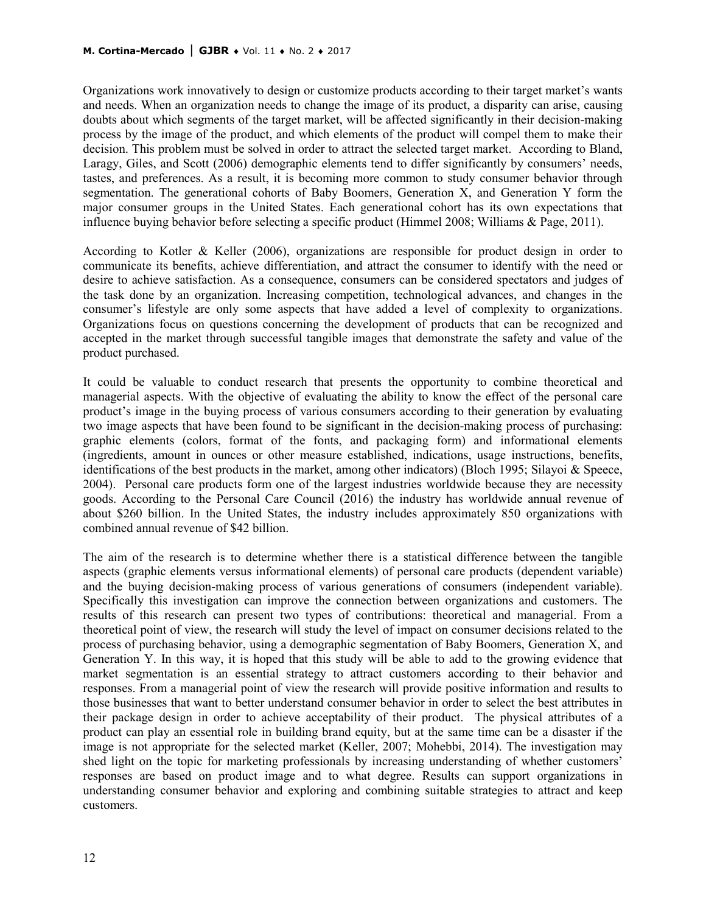Organizations work innovatively to design or customize products according to their target market's wants and needs. When an organization needs to change the image of its product, a disparity can arise, causing doubts about which segments of the target market, will be affected significantly in their decision-making process by the image of the product, and which elements of the product will compel them to make their decision. This problem must be solved in order to attract the selected target market. According to Bland, Laragy, Giles, and Scott (2006) demographic elements tend to differ significantly by consumers' needs, tastes, and preferences. As a result, it is becoming more common to study consumer behavior through segmentation. The generational cohorts of Baby Boomers, Generation X, and Generation Y form the major consumer groups in the United States. Each generational cohort has its own expectations that influence buying behavior before selecting a specific product (Himmel 2008; Williams & Page, 2011).

According to Kotler & Keller (2006), organizations are responsible for product design in order to communicate its benefits, achieve differentiation, and attract the consumer to identify with the need or desire to achieve satisfaction. As a consequence, consumers can be considered spectators and judges of the task done by an organization. Increasing competition, technological advances, and changes in the consumer's lifestyle are only some aspects that have added a level of complexity to organizations. Organizations focus on questions concerning the development of products that can be recognized and accepted in the market through successful tangible images that demonstrate the safety and value of the product purchased.

It could be valuable to conduct research that presents the opportunity to combine theoretical and managerial aspects. With the objective of evaluating the ability to know the effect of the personal care product's image in the buying process of various consumers according to their generation by evaluating two image aspects that have been found to be significant in the decision-making process of purchasing: graphic elements (colors, format of the fonts, and packaging form) and informational elements (ingredients, amount in ounces or other measure established, indications, usage instructions, benefits, identifications of the best products in the market, among other indicators) (Bloch 1995; Silayoi & Speece, 2004). Personal care products form one of the largest industries worldwide because they are necessity goods. According to the Personal Care Council (2016) the industry has worldwide annual revenue of about \$260 billion. In the United States, the industry includes approximately 850 organizations with combined annual revenue of \$42 billion.

The aim of the research is to determine whether there is a statistical difference between the tangible aspects (graphic elements versus informational elements) of personal care products (dependent variable) and the buying decision-making process of various generations of consumers (independent variable). Specifically this investigation can improve the connection between organizations and customers. The results of this research can present two types of contributions: theoretical and managerial. From a theoretical point of view, the research will study the level of impact on consumer decisions related to the process of purchasing behavior, using a demographic segmentation of Baby Boomers, Generation X, and Generation Y. In this way, it is hoped that this study will be able to add to the growing evidence that market segmentation is an essential strategy to attract customers according to their behavior and responses. From a managerial point of view the research will provide positive information and results to those businesses that want to better understand consumer behavior in order to select the best attributes in their package design in order to achieve acceptability of their product. The physical attributes of a product can play an essential role in building brand equity, but at the same time can be a disaster if the image is not appropriate for the selected market (Keller, 2007; Mohebbi, 2014). The investigation may shed light on the topic for marketing professionals by increasing understanding of whether customers' responses are based on product image and to what degree. Results can support organizations in understanding consumer behavior and exploring and combining suitable strategies to attract and keep customers.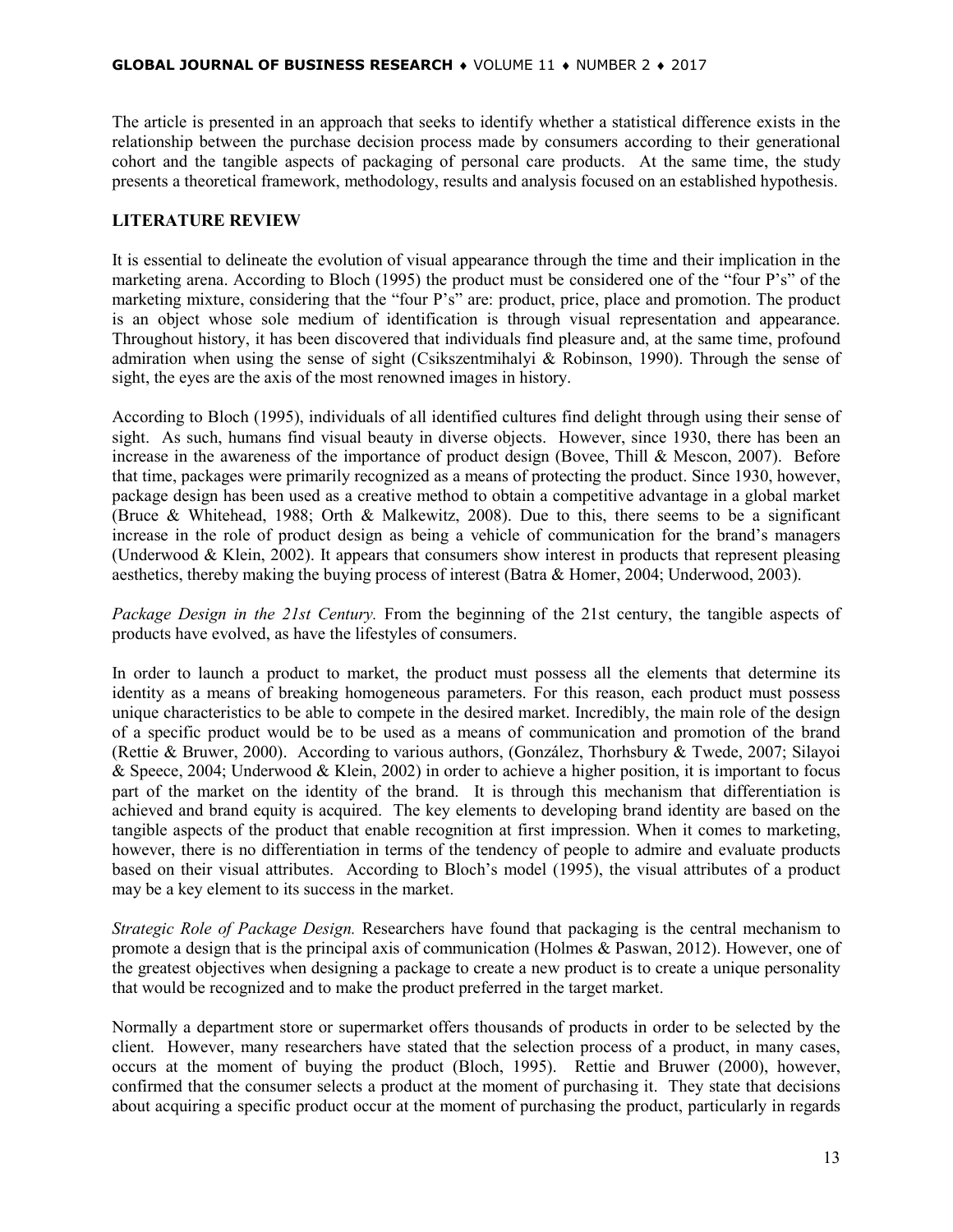The article is presented in an approach that seeks to identify whether a statistical difference exists in the relationship between the purchase decision process made by consumers according to their generational cohort and the tangible aspects of packaging of personal care products. At the same time, the study presents a theoretical framework, methodology, results and analysis focused on an established hypothesis.

## LITERATURE REVIEW

It is essential to delineate the evolution of visual appearance through the time and their implication in the marketing arena. According to Bloch (1995) the product must be considered one of the "four P's" of the marketing mixture, considering that the "four P's" are: product, price, place and promotion. The product is an object whose sole medium of identification is through visual representation and appearance. Throughout history, it has been discovered that individuals find pleasure and, at the same time, profound admiration when using the sense of sight (Csikszentmihalyi & Robinson, 1990). Through the sense of sight, the eyes are the axis of the most renowned images in history.

According to Bloch (1995), individuals of all identified cultures find delight through using their sense of sight. As such, humans find visual beauty in diverse objects. However, since 1930, there has been an increase in the awareness of the importance of product design (Bovee, Thill & Mescon, 2007). Before that time, packages were primarily recognized as a means of protecting the product. Since 1930, however, package design has been used as a creative method to obtain a competitive advantage in a global market (Bruce & Whitehead, 1988; Orth & Malkewitz, 2008). Due to this, there seems to be a significant increase in the role of product design as being a vehicle of communication for the brand's managers (Underwood & Klein, 2002). It appears that consumers show interest in products that represent pleasing aesthetics, thereby making the buying process of interest (Batra & Homer, 2004; Underwood, 2003).

*Package Design in the 21st Century.* From the beginning of the 21st century, the tangible aspects of products have evolved, as have the lifestyles of consumers.

In order to launch a product to market, the product must possess all the elements that determine its identity as a means of breaking homogeneous parameters. For this reason, each product must possess unique characteristics to be able to compete in the desired market. Incredibly, the main role of the design of a specific product would be to be used as a means of communication and promotion of the brand (Rettie & Bruwer, 2000). According to various authors, (González, Thorhsbury & Twede, 2007; Silayoi & Speece, 2004; Underwood & Klein, 2002) in order to achieve a higher position, it is important to focus part of the market on the identity of the brand. It is through this mechanism that differentiation is achieved and brand equity is acquired. The key elements to developing brand identity are based on the tangible aspects of the product that enable recognition at first impression. When it comes to marketing, however, there is no differentiation in terms of the tendency of people to admire and evaluate products based on their visual attributes. According to Bloch's model (1995), the visual attributes of a product may be a key element to its success in the market.

*Strategic Role of Package Design.* Researchers have found that packaging is the central mechanism to promote a design that is the principal axis of communication (Holmes & Paswan, 2012). However, one of the greatest objectives when designing a package to create a new product is to create a unique personality that would be recognized and to make the product preferred in the target market.

Normally a department store or supermarket offers thousands of products in order to be selected by the client. However, many researchers have stated that the selection process of a product, in many cases, occurs at the moment of buying the product (Bloch, 1995). Rettie and Bruwer (2000), however, confirmed that the consumer selects a product at the moment of purchasing it. They state that decisions about acquiring a specific product occur at the moment of purchasing the product, particularly in regards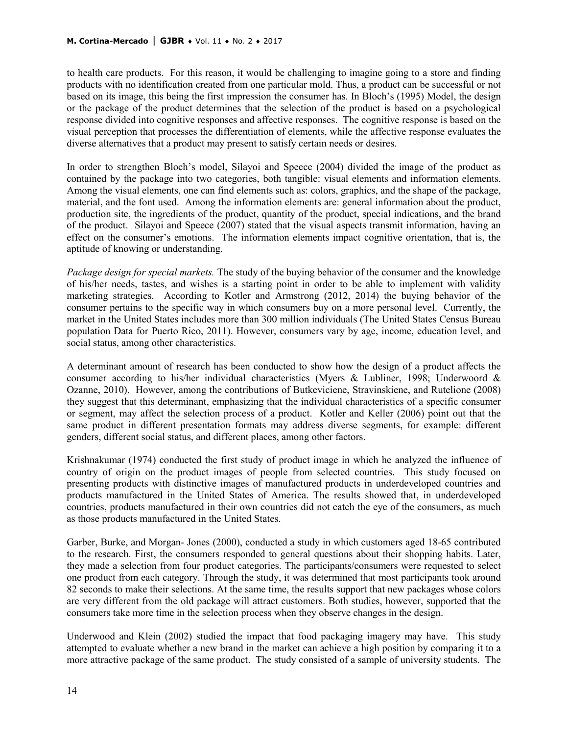to health care products. For this reason, it would be challenging to imagine going to a store and finding products with no identification created from one particular mold. Thus, a product can be successful or not based on its image, this being the first impression the consumer has. In Bloch's (1995) Model, the design or the package of the product determines that the selection of the product is based on a psychological response divided into cognitive responses and affective responses. The cognitive response is based on the visual perception that processes the differentiation of elements, while the affective response evaluates the diverse alternatives that a product may present to satisfy certain needs or desires.

In order to strengthen Bloch's model, Silayoi and Speece (2004) divided the image of the product as contained by the package into two categories, both tangible: visual elements and information elements. Among the visual elements, one can find elements such as: colors, graphics, and the shape of the package, material, and the font used. Among the information elements are: general information about the product, production site, the ingredients of the product, quantity of the product, special indications, and the brand of the product. Silayoi and Speece (2007) stated that the visual aspects transmit information, having an effect on the consumer's emotions. The information elements impact cognitive orientation, that is, the aptitude of knowing or understanding.

*Package design for special markets.* The study of the buying behavior of the consumer and the knowledge of his/her needs, tastes, and wishes is a starting point in order to be able to implement with validity marketing strategies. According to Kotler and Armstrong (2012, 2014) the buying behavior of the consumer pertains to the specific way in which consumers buy on a more personal level. Currently, the market in the United States includes more than 300 million individuals (The United States Census Bureau population Data for Puerto Rico, 2011). However, consumers vary by age, income, education level, and social status, among other characteristics.

A determinant amount of research has been conducted to show how the design of a product affects the consumer according to his/her individual characteristics (Myers & Lubliner, 1998; Underwoord & Ozanne, 2010). However, among the contributions of Butkeviciene, Stravinskiene, and Rutelione (2008) they suggest that this determinant, emphasizing that the individual characteristics of a specific consumer or segment, may affect the selection process of a product. Kotler and Keller (2006) point out that the same product in different presentation formats may address diverse segments, for example: different genders, different social status, and different places, among other factors.

Krishnakumar (1974) conducted the first study of product image in which he analyzed the influence of country of origin on the product images of people from selected countries. This study focused on presenting products with distinctive images of manufactured products in underdeveloped countries and products manufactured in the United States of America. The results showed that, in underdeveloped countries, products manufactured in their own countries did not catch the eye of the consumers, as much as those products manufactured in the United States.

Garber, Burke, and Morgan- Jones (2000), conducted a study in which customers aged 18-65 contributed to the research. First, the consumers responded to general questions about their shopping habits. Later, they made a selection from four product categories. The participants/consumers were requested to select one product from each category. Through the study, it was determined that most participants took around 82 seconds to make their selections. At the same time, the results support that new packages whose colors are very different from the old package will attract customers. Both studies, however, supported that the consumers take more time in the selection process when they observe changes in the design.

Underwood and Klein (2002) studied the impact that food packaging imagery may have. This study attempted to evaluate whether a new brand in the market can achieve a high position by comparing it to a more attractive package of the same product. The study consisted of a sample of university students. The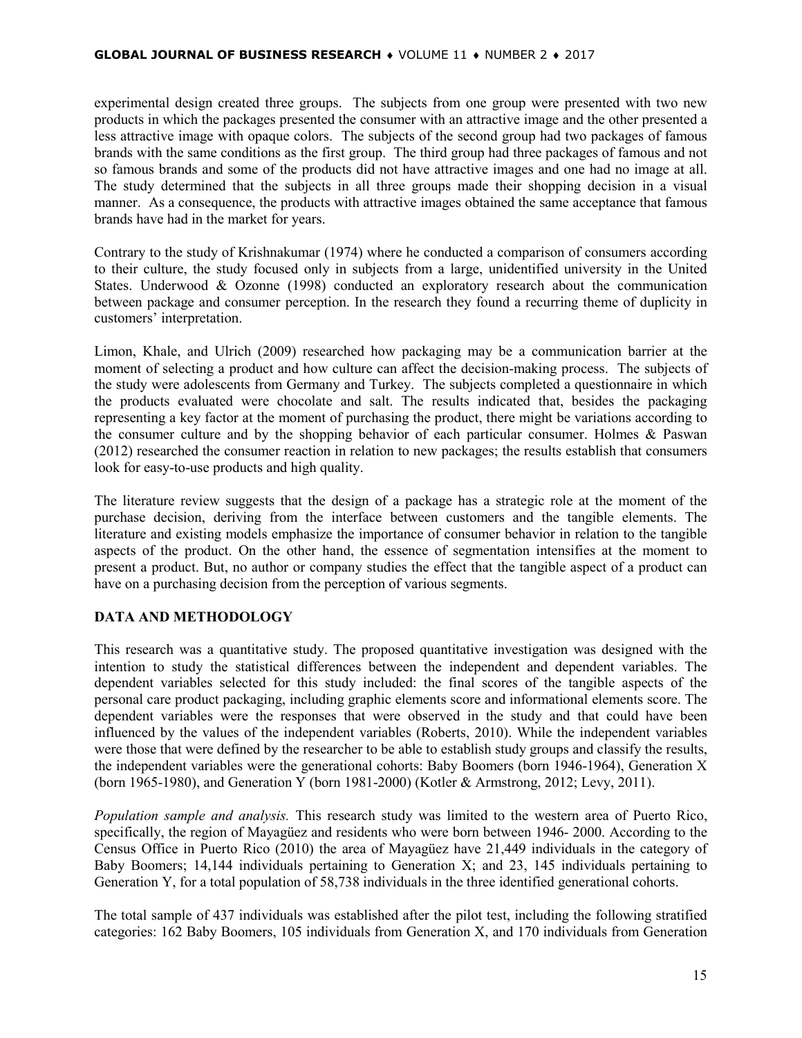experimental design created three groups. The subjects from one group were presented with two new products in which the packages presented the consumer with an attractive image and the other presented a less attractive image with opaque colors. The subjects of the second group had two packages of famous brands with the same conditions as the first group. The third group had three packages of famous and not so famous brands and some of the products did not have attractive images and one had no image at all. The study determined that the subjects in all three groups made their shopping decision in a visual manner. As a consequence, the products with attractive images obtained the same acceptance that famous brands have had in the market for years.

Contrary to the study of Krishnakumar (1974) where he conducted a comparison of consumers according to their culture, the study focused only in subjects from a large, unidentified university in the United States. Underwood & Ozonne (1998) conducted an exploratory research about the communication between package and consumer perception. In the research they found a recurring theme of duplicity in customers' interpretation.

Limon, Khale, and Ulrich (2009) researched how packaging may be a communication barrier at the moment of selecting a product and how culture can affect the decision-making process. The subjects of the study were adolescents from Germany and Turkey. The subjects completed a questionnaire in which the products evaluated were chocolate and salt. The results indicated that, besides the packaging representing a key factor at the moment of purchasing the product, there might be variations according to the consumer culture and by the shopping behavior of each particular consumer. Holmes & Paswan (2012) researched the consumer reaction in relation to new packages; the results establish that consumers look for easy-to-use products and high quality.

The literature review suggests that the design of a package has a strategic role at the moment of the purchase decision, deriving from the interface between customers and the tangible elements. The literature and existing models emphasize the importance of consumer behavior in relation to the tangible aspects of the product. On the other hand, the essence of segmentation intensifies at the moment to present a product. But, no author or company studies the effect that the tangible aspect of a product can have on a purchasing decision from the perception of various segments.

## DATA AND METHODOLOGY

This research was a quantitative study. The proposed quantitative investigation was designed with the intention to study the statistical differences between the independent and dependent variables. The dependent variables selected for this study included: the final scores of the tangible aspects of the personal care product packaging, including graphic elements score and informational elements score. The dependent variables were the responses that were observed in the study and that could have been influenced by the values of the independent variables (Roberts, 2010). While the independent variables were those that were defined by the researcher to be able to establish study groups and classify the results, the independent variables were the generational cohorts: Baby Boomers (born 1946-1964), Generation X (born 1965-1980), and Generation Y (born 1981-2000) (Kotler & Armstrong, 2012; Levy, 2011).

*Population sample and analysis.* This research study was limited to the western area of Puerto Rico, specifically, the region of Mayagüez and residents who were born between 1946- 2000. According to the Census Office in Puerto Rico (2010) the area of Mayagüez have 21,449 individuals in the category of Baby Boomers; 14,144 individuals pertaining to Generation X; and 23, 145 individuals pertaining to Generation Y, for a total population of 58,738 individuals in the three identified generational cohorts.

The total sample of 437 individuals was established after the pilot test, including the following stratified categories: 162 Baby Boomers, 105 individuals from Generation X, and 170 individuals from Generation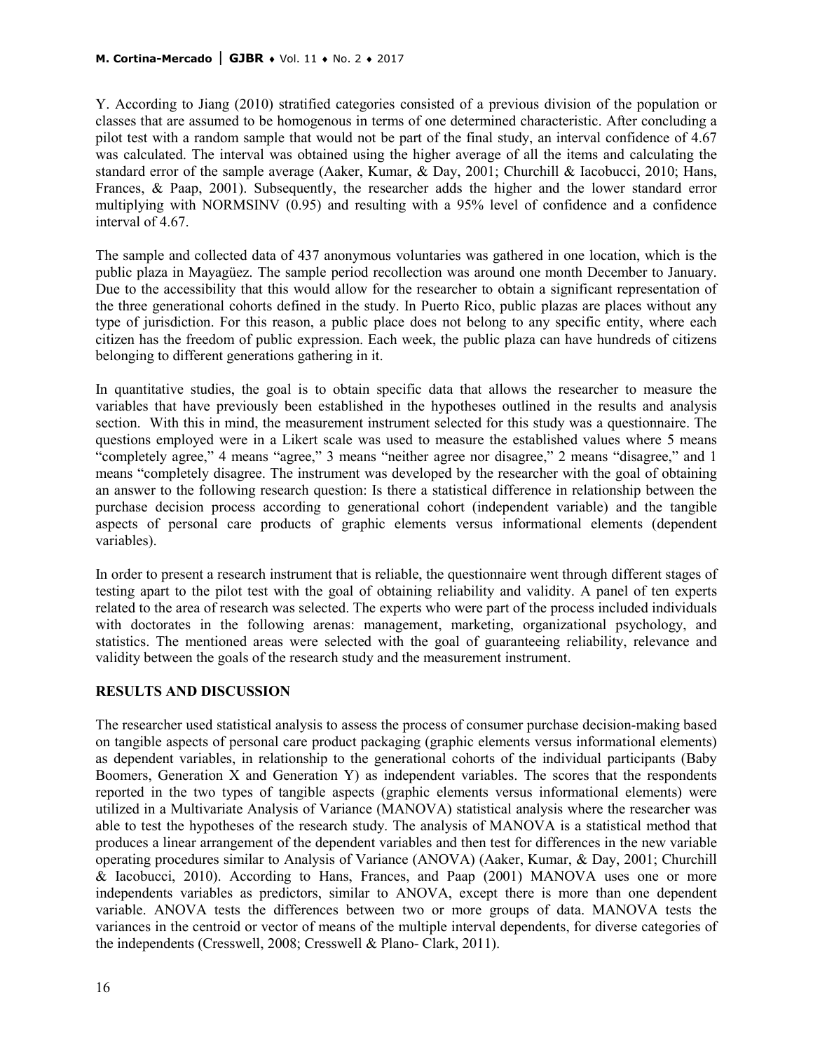Y. According to Jiang (2010) stratified categories consisted of a previous division of the population or classes that are assumed to be homogenous in terms of one determined characteristic. After concluding a pilot test with a random sample that would not be part of the final study, an interval confidence of 4.67 was calculated. The interval was obtained using the higher average of all the items and calculating the standard error of the sample average (Aaker, Kumar, & Day, 2001; Churchill & Iacobucci, 2010; Hans, Frances, & Paap, 2001). Subsequently, the researcher adds the higher and the lower standard error multiplying with NORMSINV (0.95) and resulting with a 95% level of confidence and a confidence interval of 4.67.

The sample and collected data of 437 anonymous voluntaries was gathered in one location, which is the public plaza in Mayagüez. The sample period recollection was around one month December to January. Due to the accessibility that this would allow for the researcher to obtain a significant representation of the three generational cohorts defined in the study. In Puerto Rico, public plazas are places without any type of jurisdiction. For this reason, a public place does not belong to any specific entity, where each citizen has the freedom of public expression. Each week, the public plaza can have hundreds of citizens belonging to different generations gathering in it.

In quantitative studies, the goal is to obtain specific data that allows the researcher to measure the variables that have previously been established in the hypotheses outlined in the results and analysis section. With this in mind, the measurement instrument selected for this study was a questionnaire. The questions employed were in a Likert scale was used to measure the established values where 5 means "completely agree," 4 means "agree," 3 means "neither agree nor disagree," 2 means "disagree," and 1 means "completely disagree. The instrument was developed by the researcher with the goal of obtaining an answer to the following research question: Is there a statistical difference in relationship between the purchase decision process according to generational cohort (independent variable) and the tangible aspects of personal care products of graphic elements versus informational elements (dependent variables).

In order to present a research instrument that is reliable, the questionnaire went through different stages of testing apart to the pilot test with the goal of obtaining reliability and validity. A panel of ten experts related to the area of research was selected. The experts who were part of the process included individuals with doctorates in the following arenas: management, marketing, organizational psychology, and statistics. The mentioned areas were selected with the goal of guaranteeing reliability, relevance and validity between the goals of the research study and the measurement instrument.

## RESULTS AND DISCUSSION

The researcher used statistical analysis to assess the process of consumer purchase decision-making based on tangible aspects of personal care product packaging (graphic elements versus informational elements) as dependent variables, in relationship to the generational cohorts of the individual participants (Baby Boomers, Generation X and Generation Y) as independent variables. The scores that the respondents reported in the two types of tangible aspects (graphic elements versus informational elements) were utilized in a Multivariate Analysis of Variance (MANOVA) statistical analysis where the researcher was able to test the hypotheses of the research study. The analysis of MANOVA is a statistical method that produces a linear arrangement of the dependent variables and then test for differences in the new variable operating procedures similar to Analysis of Variance (ANOVA) (Aaker, Kumar, & Day, 2001; Churchill & Iacobucci, 2010). According to Hans, Frances, and Paap (2001) MANOVA uses one or more independents variables as predictors, similar to ANOVA, except there is more than one dependent variable. ANOVA tests the differences between two or more groups of data. MANOVA tests the variances in the centroid or vector of means of the multiple interval dependents, for diverse categories of the independents (Cresswell, 2008; Cresswell & Plano- Clark, 2011).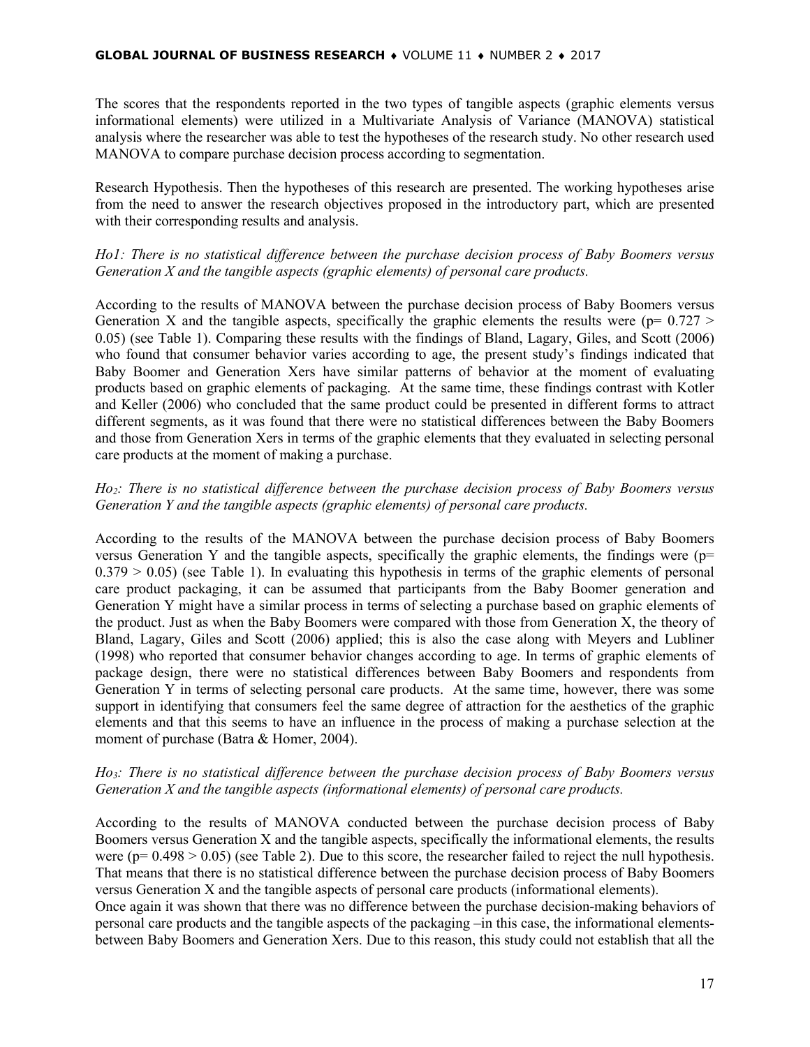The scores that the respondents reported in the two types of tangible aspects (graphic elements versus informational elements) were utilized in a Multivariate Analysis of Variance (MANOVA) statistical analysis where the researcher was able to test the hypotheses of the research study. No other research used MANOVA to compare purchase decision process according to segmentation.

Research Hypothesis. Then the hypotheses of this research are presented. The working hypotheses arise from the need to answer the research objectives proposed in the introductory part, which are presented with their corresponding results and analysis.

*Ho1: There is no statistical difference between the purchase decision process of Baby Boomers versus Generation X and the tangible aspects (graphic elements) of personal care products.*

According to the results of MANOVA between the purchase decision process of Baby Boomers versus Generation X and the tangible aspects, specifically the graphic elements the results were ($p = 0.727 > 0.05$) (see Table 1). Comparing these results with the findings of Bland, Lagary, Giles, and Scott (2006) who found that consumer behavior varies according to age, the present study's findings indicated that Baby Boomer and Generation Xers have similar patterns of behavior at the moment of evaluating products based on graphic elements of packaging. At the same time, these findings contrast with Kotler and Keller (2006) who concluded that the same product could be presented in different forms to attract different segments, as it was found that there were no statistical differences between the Baby Boomers and those from Generation Xers in terms of the graphic elements that they evaluated in selecting personal care products at the moment of making a purchase.

*$Ho_2$: There is no statistical difference between the purchase decision process of Baby Boomers versus Generation Y and the tangible aspects (graphic elements) of personal care products.*

According to the results of the MANOVA between the purchase decision process of Baby Boomers versus Generation Y and the tangible aspects, specifically the graphic elements, the findings were ($p = 0.379 > 0.05$) (see Table 1). In evaluating this hypothesis in terms of the graphic elements of personal care product packaging, it can be assumed that participants from the Baby Boomer generation and Generation Y might have a similar process in terms of selecting a purchase based on graphic elements of the product. Just as when the Baby Boomers were compared with those from Generation X, the theory of Bland, Lagary, Giles and Scott (2006) applied; this is also the case along with Meyers and Lubliner (1998) who reported that consumer behavior changes according to age. In terms of graphic elements of package design, there were no statistical differences between Baby Boomers and respondents from Generation Y in terms of selecting personal care products. At the same time, however, there was some support in identifying that consumers feel the same degree of attraction for the aesthetics of the graphic elements and that this seems to have an influence in the process of making a purchase selection at the moment of purchase (Batra & Homer, 2004).

*$Ho_3$: There is no statistical difference between the purchase decision process of Baby Boomers versus Generation X and the tangible aspects (informational elements) of personal care products.*

According to the results of MANOVA conducted between the purchase decision process of Baby Boomers versus Generation X and the tangible aspects, specifically the informational elements, the results were ($p = 0.498 > 0.05$) (see Table 2). Due to this score, the researcher failed to reject the null hypothesis. That means that there is no statistical difference between the purchase decision process of Baby Boomers versus Generation X and the tangible aspects of personal care products (informational elements).
Once again it was shown that there was no difference between the purchase decision-making behaviors of personal care products and the tangible aspects of the packaging –in this case, the informational elements- between Baby Boomers and Generation Xers. Due to this reason, this study could not establish that all the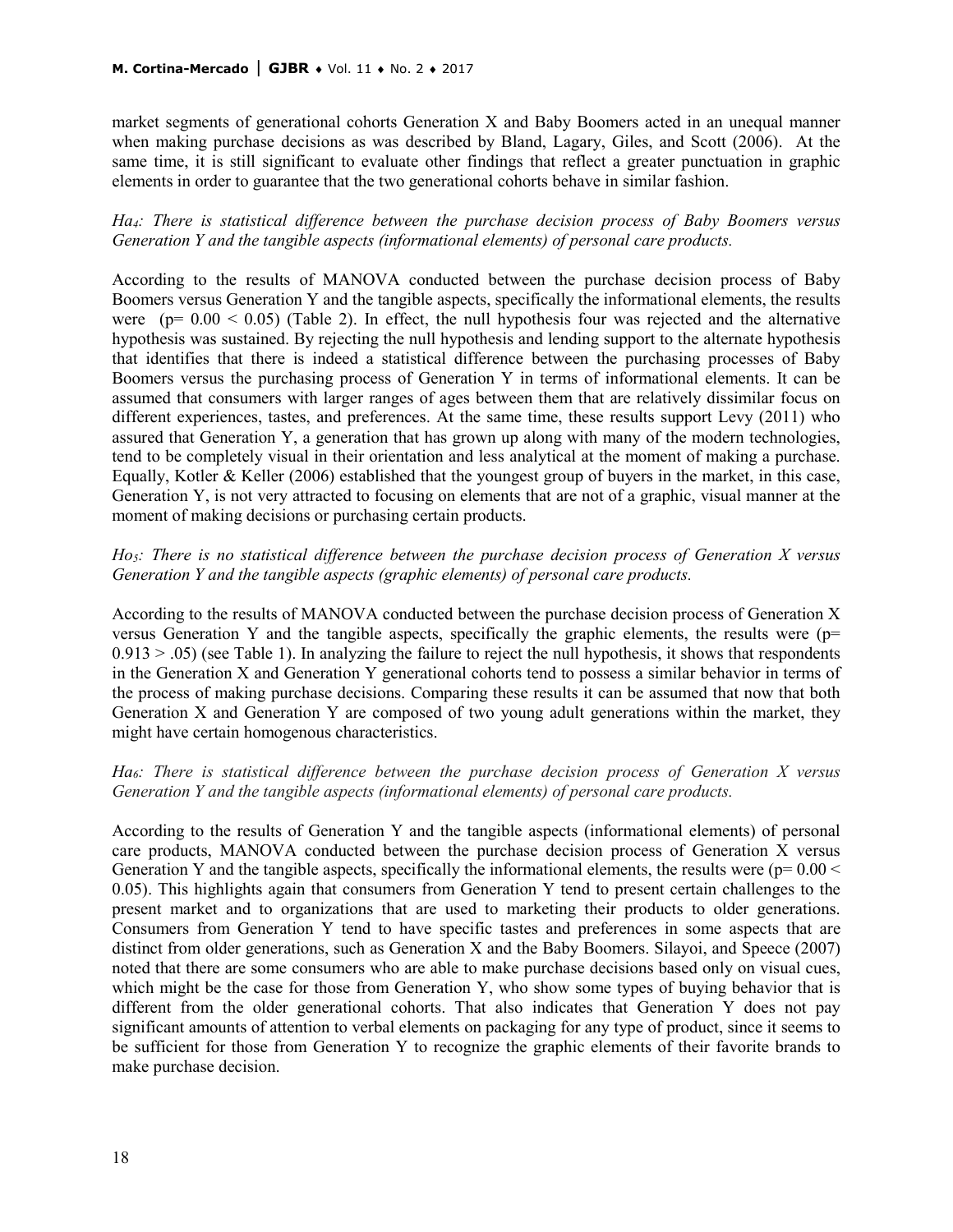market segments of generational cohorts Generation X and Baby Boomers acted in an unequal manner when making purchase decisions as was described by Bland, Lagary, Giles, and Scott (2006). At the same time, it is still significant to evaluate other findings that reflect a greater punctuation in graphic elements in order to guarantee that the two generational cohorts behave in similar fashion.

*$Ha_4$: There is statistical difference between the purchase decision process of Baby Boomers versus Generation Y and the tangible aspects (informational elements) of personal care products.*

According to the results of MANOVA conducted between the purchase decision process of Baby Boomers versus Generation Y and the tangible aspects, specifically the informational elements, the results were ($p= 0.00 < 0.05$) (Table 2). In effect, the null hypothesis four was rejected and the alternative hypothesis was sustained. By rejecting the null hypothesis and lending support to the alternate hypothesis that identifies that there is indeed a statistical difference between the purchasing processes of Baby Boomers versus the purchasing process of Generation Y in terms of informational elements. It can be assumed that consumers with larger ranges of ages between them that are relatively dissimilar focus on different experiences, tastes, and preferences. At the same time, these results support Levy (2011) who assured that Generation Y, a generation that has grown up along with many of the modern technologies, tend to be completely visual in their orientation and less analytical at the moment of making a purchase. Equally, Kotler & Keller (2006) established that the youngest group of buyers in the market, in this case, Generation Y, is not very attracted to focusing on elements that are not of a graphic, visual manner at the moment of making decisions or purchasing certain products.

*$Ho_5$: There is no statistical difference between the purchase decision process of Generation X versus Generation Y and the tangible aspects (graphic elements) of personal care products.*

According to the results of MANOVA conducted between the purchase decision process of Generation X versus Generation Y and the tangible aspects, specifically the graphic elements, the results were ($p= 0.913 > .05$) (see Table 1). In analyzing the failure to reject the null hypothesis, it shows that respondents in the Generation X and Generation Y generational cohorts tend to possess a similar behavior in terms of the process of making purchase decisions. Comparing these results it can be assumed that now that both Generation X and Generation Y are composed of two young adult generations within the market, they might have certain homogenous characteristics.

*$Ha_6$: There is statistical difference between the purchase decision process of Generation X versus Generation Y and the tangible aspects (informational elements) of personal care products.*

According to the results of Generation Y and the tangible aspects (informational elements) of personal care products, MANOVA conducted between the purchase decision process of Generation X versus Generation Y and the tangible aspects, specifically the informational elements, the results were ($p= 0.00 < 0.05$). This highlights again that consumers from Generation Y tend to present certain challenges to the present market and to organizations that are used to marketing their products to older generations. Consumers from Generation Y tend to have specific tastes and preferences in some aspects that are distinct from older generations, such as Generation X and the Baby Boomers. Silayoi, and Speece (2007) noted that there are some consumers who are able to make purchase decisions based only on visual cues, which might be the case for those from Generation Y, who show some types of buying behavior that is different from the older generational cohorts. That also indicates that Generation Y does not pay significant amounts of attention to verbal elements on packaging for any type of product, since it seems to be sufficient for those from Generation Y to recognize the graphic elements of their favorite brands to make purchase decision.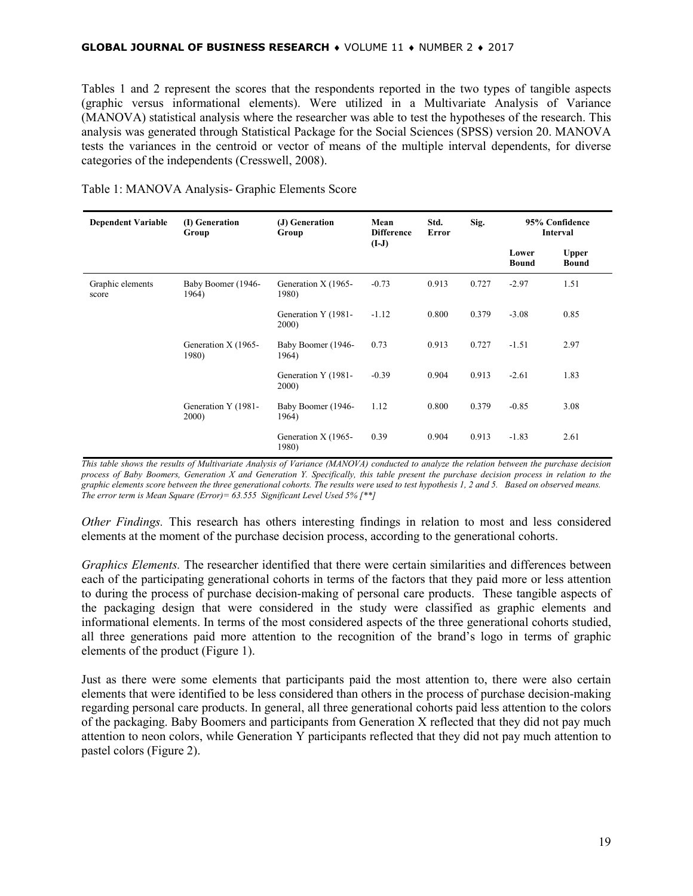Tables 1 and 2 represent the scores that the respondents reported in the two types of tangible aspects (graphic versus informational elements). Were utilized in a Multivariate Analysis of Variance (MANOVA) statistical analysis where the researcher was able to test the hypotheses of the research. This analysis was generated through Statistical Package for the Social Sciences (SPSS) version 20. MANOVA tests the variances in the centroid or vector of means of the multiple interval dependents, for diverse categories of the independents (Cresswell, 2008).

Table 1: MANOVA Analysis- Graphic Elements Score

| Dependent Variable | (I) Generation Group | (J) Generation Group | Mean Difference (I-J) | Std. Error | Sig. | 95% Confidence Interval | |
|---|---|---|---|---|---|---|---|
| | | | | | | Lower Bound | Upper Bound |
| Graphic elements score | Baby Boomer (1946-1964) | Generation X (1965-1980) | -0.73 | 0.913 | 0.727 | -2.97 | 1.51 |
| | | Generation Y (1981-2000) | -1.12 | 0.800 | 0.379 | -3.08 | 0.85 |
| | Generation X (1965-1980) | Baby Boomer (1946-1964) | 0.73 | 0.913 | 0.727 | -1.51 | 2.97 |
| | | Generation Y (1981-2000) | -0.39 | 0.904 | 0.913 | -2.61 | 1.83 |
| | Generation Y (1981-2000) | Baby Boomer (1946-1964) | 1.12 | 0.800 | 0.379 | -0.85 | 3.08 |
| | | Generation X (1965-1980) | 0.39 | 0.904 | 0.913 | -1.83 | 2.61 |

*This table shows the results of Multivariate Analysis of Variance (MANOVA) conducted to analyze the relation between the purchase decision process of Baby Boomers, Generation X and Generation Y. Specifically, this table present the purchase decision process in relation to the graphic elements score between the three generational cohorts. The results were used to test hypothesis 1, 2 and 5. Based on observed means. The error term is Mean Square (Error)= 63.555 Significant Level Used 5% [**]*

*Other Findings.* This research has others interesting findings in relation to most and less considered elements at the moment of the purchase decision process, according to the generational cohorts.

*Graphics Elements.* The researcher identified that there were certain similarities and differences between each of the participating generational cohorts in terms of the factors that they paid more or less attention to during the process of purchase decision-making of personal care products. These tangible aspects of the packaging design that were considered in the study were classified as graphic elements and informational elements. In terms of the most considered aspects of the three generational cohorts studied, all three generations paid more attention to the recognition of the brand's logo in terms of graphic elements of the product (Figure 1).

Just as there were some elements that participants paid the most attention to, there were also certain elements that were identified to be less considered than others in the process of purchase decision-making regarding personal care products. In general, all three generational cohorts paid less attention to the colors of the packaging. Baby Boomers and participants from Generation X reflected that they did not pay much attention to neon colors, while Generation Y participants reflected that they did not pay much attention to pastel colors (Figure 2).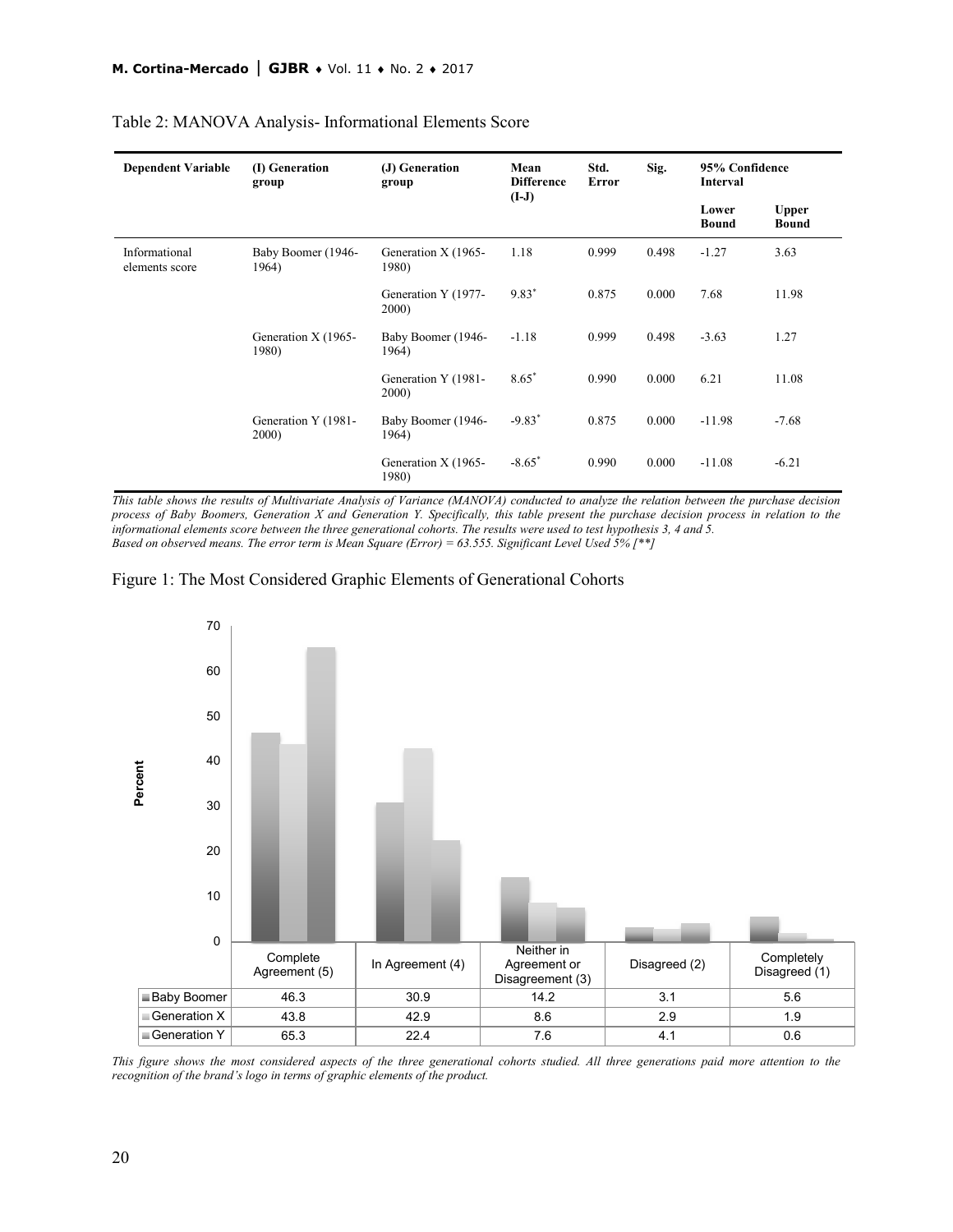Table 2: MANOVA Analysis- Informational Elements Score

| Dependent Variable | (I) Generation group | (J) Generation group | Mean Difference (I-J) | Std. Error | Sig. | 95% Confidence Interval | |
|---|---|---|---|---|---|---|---|
| | | | | | | Lower Bound | Upper Bound |
| Informational elements score | Baby Boomer (1946-1964) | Generation X (1965-1980) | 1.18 | 0.999 | 0.498 | -1.27 | 3.63 |
| | | Generation Y (1977-2000) | 9.83* | 0.875 | 0.000 | 7.68 | 11.98 |
| | Generation X (1965-1980) | Baby Boomer (1946-1964) | -1.18 | 0.999 | 0.498 | -3.63 | 1.27 |
| | | Generation Y (1981-2000) | 8.65* | 0.990 | 0.000 | 6.21 | 11.08 |
| | Generation Y (1981-2000) | Baby Boomer (1946-1964) | -9.83* | 0.875 | 0.000 | -11.98 | -7.68 |
| | | Generation X (1965-1980) | -8.65* | 0.990 | 0.000 | -11.08 | -6.21 |

*This table shows the results of Multivariate Analysis of Variance (MANOVA) conducted to analyze the relation between the purchase decision process of Baby Boomers, Generation X and Generation Y. Specifically, this table present the purchase decision process in relation to the informational elements score between the three generational cohorts. The results were used to test hypothesis 3, 4 and 5.*
*Based on observed means. The error term is Mean Square (Error) = 63.555. Significant Level Used 5% [**]*

Figure 1: The Most Considered Graphic Elements of Generational Cohorts

| | Complete Agreement (5) | In Agreement (4) | Neither in Agreement or Disagreement (3) | Disagreed (2) | Completely Disagreed (1) |
|---|---|---|---|---|---|
| Baby Boomer | 46.3 | 30.9 | 14.2 | 3.1 | 5.6 |
| Generation X | 43.8 | 42.9 | 8.6 | 2.9 | 1.9 |
| Generation Y | 65.3 | 22.4 | 7.6 | 4.1 | 0.6 |

*This figure shows the most considered aspects of the three generational cohorts studied. All three generations paid more attention to the recognition of the brand's logo in terms of graphic elements of the product.*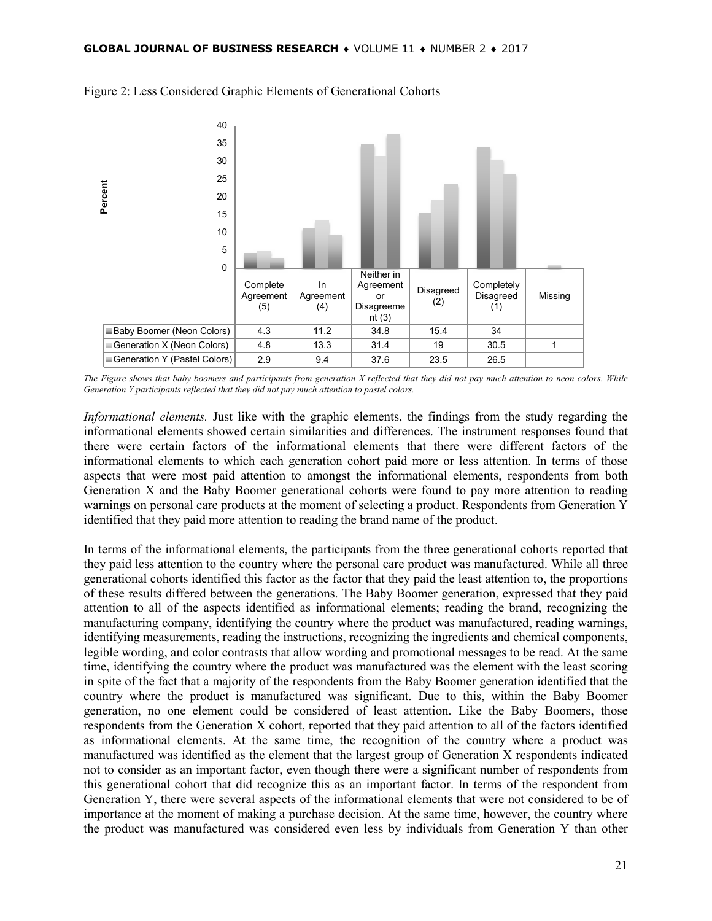Figure 2: Less Considered Graphic Elements of Generational Cohorts

| | Complete Agreement (5) | In Agreement (4) | Neither in Agreement or Disagreement (3) | Disagreed (2) | Completely Disagreed (1) | Missing |
|---|---|---|---|---|---|---|
| Baby Boomer (Neon Colors) | 4.3 | 11.2 | 34.8 | 15.4 | 34 | |
| Generation X (Neon Colors) | 4.8 | 13.3 | 31.4 | 19 | 30.5 | 1 |
| Generation Y (Pastel Colors) | 2.9 | 9.4 | 37.6 | 23.5 | 26.5 | |

*The Figure shows that baby boomers and participants from generation X reflected that they did not pay much attention to neon colors. While Generation Y participants reflected that they did not pay much attention to pastel colors.*

*Informational elements.* Just like with the graphic elements, the findings from the study regarding the informational elements showed certain similarities and differences. The instrument responses found that there were certain factors of the informational elements that there were different factors of the informational elements to which each generation cohort paid more or less attention. In terms of those aspects that were most paid attention to amongst the informational elements, respondents from both Generation X and the Baby Boomer generational cohorts were found to pay more attention to reading warnings on personal care products at the moment of selecting a product. Respondents from Generation Y identified that they paid more attention to reading the brand name of the product.

In terms of the informational elements, the participants from the three generational cohorts reported that they paid less attention to the country where the personal care product was manufactured. While all three generational cohorts identified this factor as the factor that they paid the least attention to, the proportions of these results differed between the generations. The Baby Boomer generation, expressed that they paid attention to all of the aspects identified as informational elements; reading the brand, recognizing the manufacturing company, identifying the country where the product was manufactured, reading warnings, identifying measurements, reading the instructions, recognizing the ingredients and chemical components, legible wording, and color contrasts that allow wording and promotional messages to be read. At the same time, identifying the country where the product was manufactured was the element with the least scoring in spite of the fact that a majority of the respondents from the Baby Boomer generation identified that the country where the product is manufactured was significant. Due to this, within the Baby Boomer generation, no one element could be considered of least attention. Like the Baby Boomers, those respondents from the Generation X cohort, reported that they paid attention to all of the factors identified as informational elements. At the same time, the recognition of the country where a product was manufactured was identified as the element that the largest group of Generation X respondents indicated not to consider as an important factor, even though there were a significant number of respondents from this generational cohort that did recognize this as an important factor. In terms of the respondent from Generation Y, there were several aspects of the informational elements that were not considered to be of importance at the moment of making a purchase decision. At the same time, however, the country where the product was manufactured was considered even less by individuals from Generation Y than other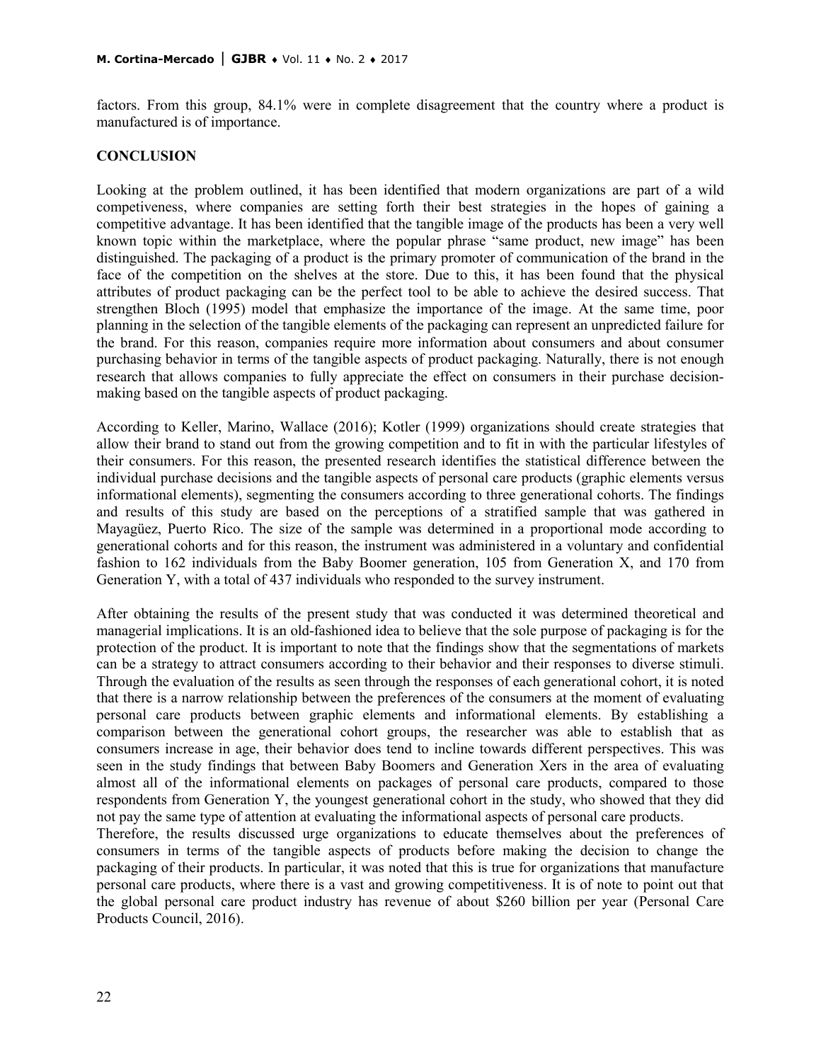factors. From this group, 84.1% were in complete disagreement that the country where a product is manufactured is of importance.

## CONCLUSION

Looking at the problem outlined, it has been identified that modern organizations are part of a wild competiveness, where companies are setting forth their best strategies in the hopes of gaining a competitive advantage. It has been identified that the tangible image of the products has been a very well known topic within the marketplace, where the popular phrase "same product, new image" has been distinguished. The packaging of a product is the primary promoter of communication of the brand in the face of the competition on the shelves at the store. Due to this, it has been found that the physical attributes of product packaging can be the perfect tool to be able to achieve the desired success. That strengthen Bloch (1995) model that emphasize the importance of the image. At the same time, poor planning in the selection of the tangible elements of the packaging can represent an unpredicted failure for the brand. For this reason, companies require more information about consumers and about consumer purchasing behavior in terms of the tangible aspects of product packaging. Naturally, there is not enough research that allows companies to fully appreciate the effect on consumers in their purchase decision-making based on the tangible aspects of product packaging.

According to Keller, Marino, Wallace (2016); Kotler (1999) organizations should create strategies that allow their brand to stand out from the growing competition and to fit in with the particular lifestyles of their consumers. For this reason, the presented research identifies the statistical difference between the individual purchase decisions and the tangible aspects of personal care products (graphic elements versus informational elements), segmenting the consumers according to three generational cohorts. The findings and results of this study are based on the perceptions of a stratified sample that was gathered in Mayagüez, Puerto Rico. The size of the sample was determined in a proportional mode according to generational cohorts and for this reason, the instrument was administered in a voluntary and confidential fashion to 162 individuals from the Baby Boomer generation, 105 from Generation X, and 170 from Generation Y, with a total of 437 individuals who responded to the survey instrument.

After obtaining the results of the present study that was conducted it was determined theoretical and managerial implications. It is an old-fashioned idea to believe that the sole purpose of packaging is for the protection of the product. It is important to note that the findings show that the segmentations of markets can be a strategy to attract consumers according to their behavior and their responses to diverse stimuli. Through the evaluation of the results as seen through the responses of each generational cohort, it is noted that there is a narrow relationship between the preferences of the consumers at the moment of evaluating personal care products between graphic elements and informational elements. By establishing a comparison between the generational cohort groups, the researcher was able to establish that as consumers increase in age, their behavior does tend to incline towards different perspectives. This was seen in the study findings that between Baby Boomers and Generation Xers in the area of evaluating almost all of the informational elements on packages of personal care products, compared to those respondents from Generation Y, the youngest generational cohort in the study, who showed that they did not pay the same type of attention at evaluating the informational aspects of personal care products.

Therefore, the results discussed urge organizations to educate themselves about the preferences of consumers in terms of the tangible aspects of products before making the decision to change the packaging of their products. In particular, it was noted that this is true for organizations that manufacture personal care products, where there is a vast and growing competitiveness. It is of note to point out that the global personal care product industry has revenue of about \$260 billion per year (Personal Care Products Council, 2016).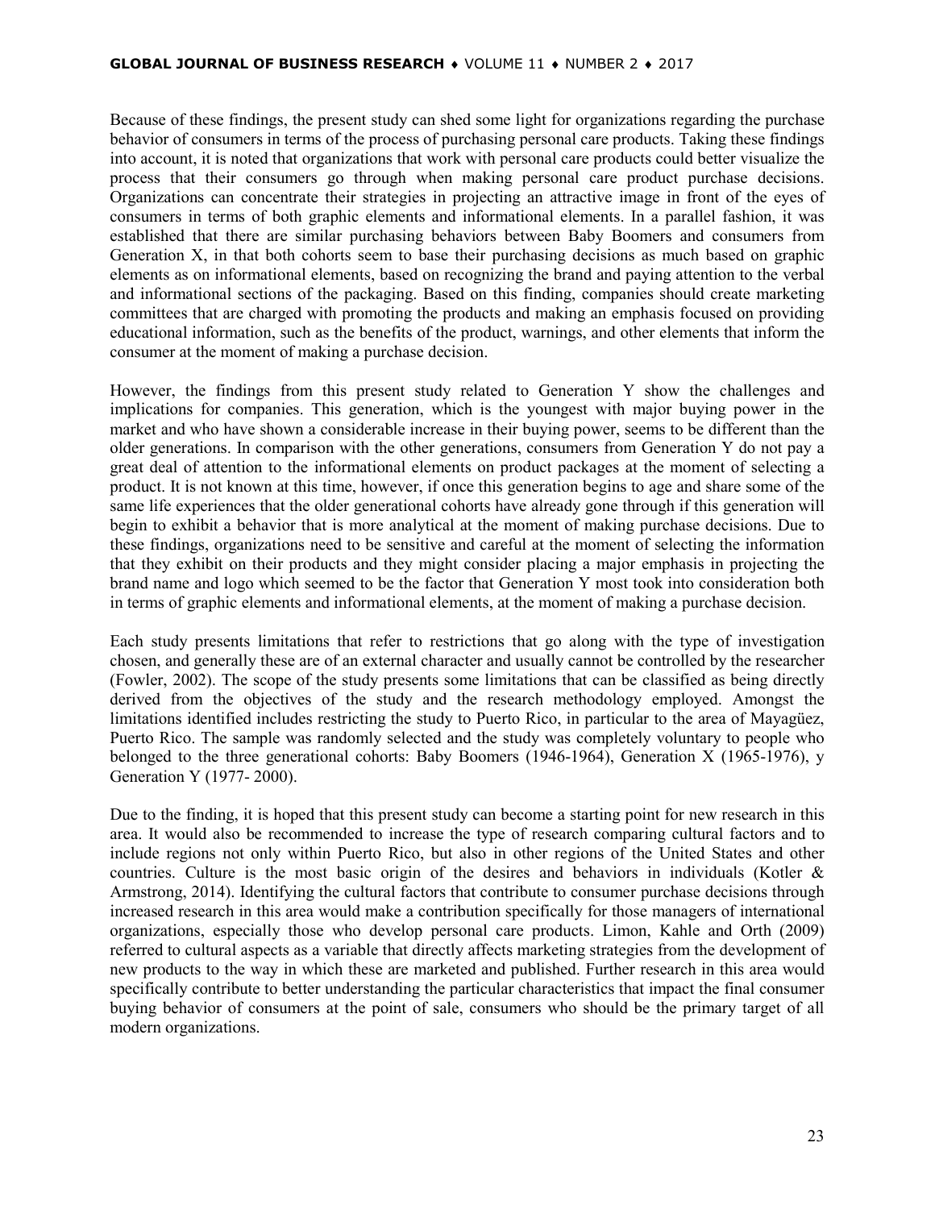Because of these findings, the present study can shed some light for organizations regarding the purchase behavior of consumers in terms of the process of purchasing personal care products. Taking these findings into account, it is noted that organizations that work with personal care products could better visualize the process that their consumers go through when making personal care product purchase decisions. Organizations can concentrate their strategies in projecting an attractive image in front of the eyes of consumers in terms of both graphic elements and informational elements. In a parallel fashion, it was established that there are similar purchasing behaviors between Baby Boomers and consumers from Generation X, in that both cohorts seem to base their purchasing decisions as much based on graphic elements as on informational elements, based on recognizing the brand and paying attention to the verbal and informational sections of the packaging. Based on this finding, companies should create marketing committees that are charged with promoting the products and making an emphasis focused on providing educational information, such as the benefits of the product, warnings, and other elements that inform the consumer at the moment of making a purchase decision.

However, the findings from this present study related to Generation Y show the challenges and implications for companies. This generation, which is the youngest with major buying power in the market and who have shown a considerable increase in their buying power, seems to be different than the older generations. In comparison with the other generations, consumers from Generation Y do not pay a great deal of attention to the informational elements on product packages at the moment of selecting a product. It is not known at this time, however, if once this generation begins to age and share some of the same life experiences that the older generational cohorts have already gone through if this generation will begin to exhibit a behavior that is more analytical at the moment of making purchase decisions. Due to these findings, organizations need to be sensitive and careful at the moment of selecting the information that they exhibit on their products and they might consider placing a major emphasis in projecting the brand name and logo which seemed to be the factor that Generation Y most took into consideration both in terms of graphic elements and informational elements, at the moment of making a purchase decision.

Each study presents limitations that refer to restrictions that go along with the type of investigation chosen, and generally these are of an external character and usually cannot be controlled by the researcher (Fowler, 2002). The scope of the study presents some limitations that can be classified as being directly derived from the objectives of the study and the research methodology employed. Amongst the limitations identified includes restricting the study to Puerto Rico, in particular to the area of Mayagüez, Puerto Rico. The sample was randomly selected and the study was completely voluntary to people who belonged to the three generational cohorts: Baby Boomers (1946-1964), Generation X (1965-1976), y Generation Y (1977- 2000).

Due to the finding, it is hoped that this present study can become a starting point for new research in this area. It would also be recommended to increase the type of research comparing cultural factors and to include regions not only within Puerto Rico, but also in other regions of the United States and other countries. Culture is the most basic origin of the desires and behaviors in individuals (Kotler & Armstrong, 2014). Identifying the cultural factors that contribute to consumer purchase decisions through increased research in this area would make a contribution specifically for those managers of international organizations, especially those who develop personal care products. Limon, Kahle and Orth (2009) referred to cultural aspects as a variable that directly affects marketing strategies from the development of new products to the way in which these are marketed and published. Further research in this area would specifically contribute to better understanding the particular characteristics that impact the final consumer buying behavior of consumers at the point of sale, consumers who should be the primary target of all modern organizations.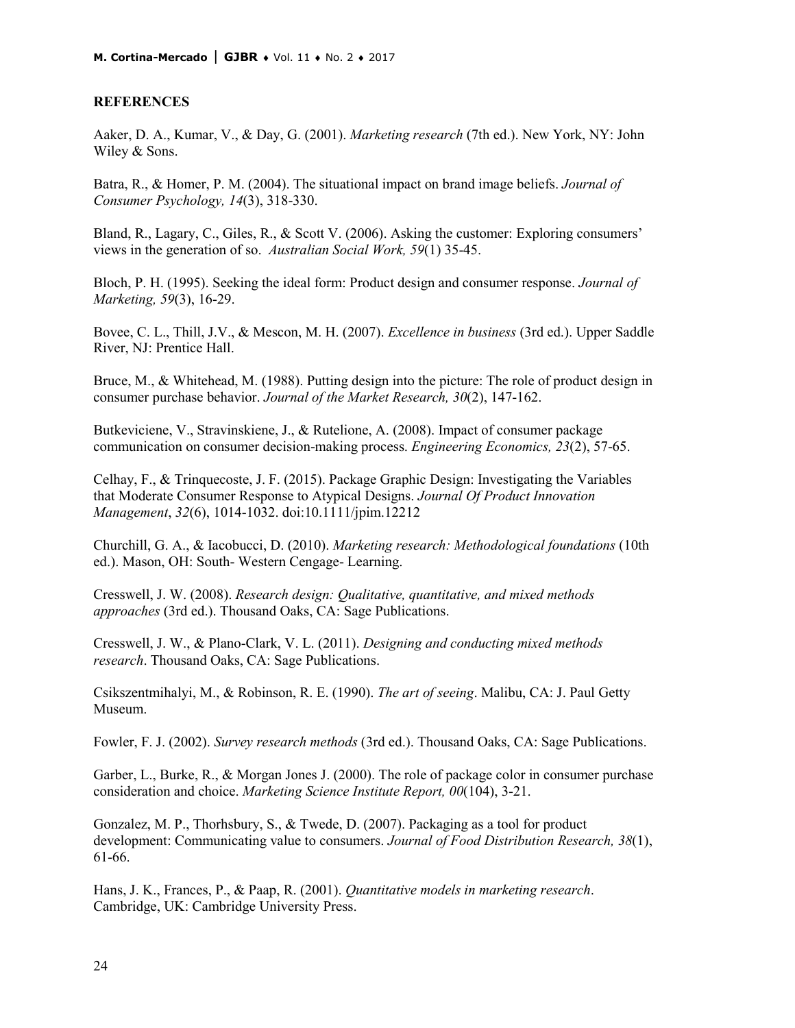## REFERENCES

Aaker, D. A., Kumar, V., & Day, G. (2001). *Marketing research* (7th ed.). New York, NY: John Wiley & Sons.

Batra, R., & Homer, P. M. (2004). The situational impact on brand image beliefs. *Journal of Consumer Psychology, 14*(3), 318-330.

Bland, R., Lagary, C., Giles, R., & Scott V. (2006). Asking the customer: Exploring consumers' views in the generation of so. *Australian Social Work, 59*(1) 35-45.

Bloch, P. H. (1995). Seeking the ideal form: Product design and consumer response. *Journal of Marketing, 59*(3), 16-29.

Bovee, C. L., Thill, J.V., & Mescon, M. H. (2007). *Excellence in business* (3rd ed.). Upper Saddle River, NJ: Prentice Hall.

Bruce, M., & Whitehead, M. (1988). Putting design into the picture: The role of product design in consumer purchase behavior. *Journal of the Market Research, 30*(2), 147-162.

Butkeviciene, V., Stravinskiene, J., & Rutelione, A. (2008). Impact of consumer package communication on consumer decision-making process. *Engineering Economics, 23*(2), 57-65.

Celhay, F., & Trinquecoste, J. F. (2015). Package Graphic Design: Investigating the Variables that Moderate Consumer Response to Atypical Designs. *Journal Of Product Innovation Management*, *32*(6), 1014-1032. doi:10.1111/jpim.12212

Churchill, G. A., & Iacobucci, D. (2010). *Marketing research: Methodological foundations* (10th ed.). Mason, OH: South- Western Cengage- Learning.

Cresswell, J. W. (2008). *Research design: Qualitative, quantitative, and mixed methods approaches* (3rd ed.). Thousand Oaks, CA: Sage Publications.

Cresswell, J. W., & Plano-Clark, V. L. (2011). *Designing and conducting mixed methods research*. Thousand Oaks, CA: Sage Publications.

Csikszentmihalyi, M., & Robinson, R. E. (1990). *The art of seeing*. Malibu, CA: J. Paul Getty Museum.

Fowler, F. J. (2002). *Survey research methods* (3rd ed.). Thousand Oaks, CA: Sage Publications.

Garber, L., Burke, R., & Morgan Jones J. (2000). The role of package color in consumer purchase consideration and choice. *Marketing Science Institute Report, 00*(104), 3-21.

Gonzalez, M. P., Thorhsbury, S., & Twede, D. (2007). Packaging as a tool for product development: Communicating value to consumers. *Journal of Food Distribution Research, 38*(1), 61-66.

Hans, J. K., Frances, P., & Paap, R. (2001). *Quantitative models in marketing research*. Cambridge, UK: Cambridge University Press.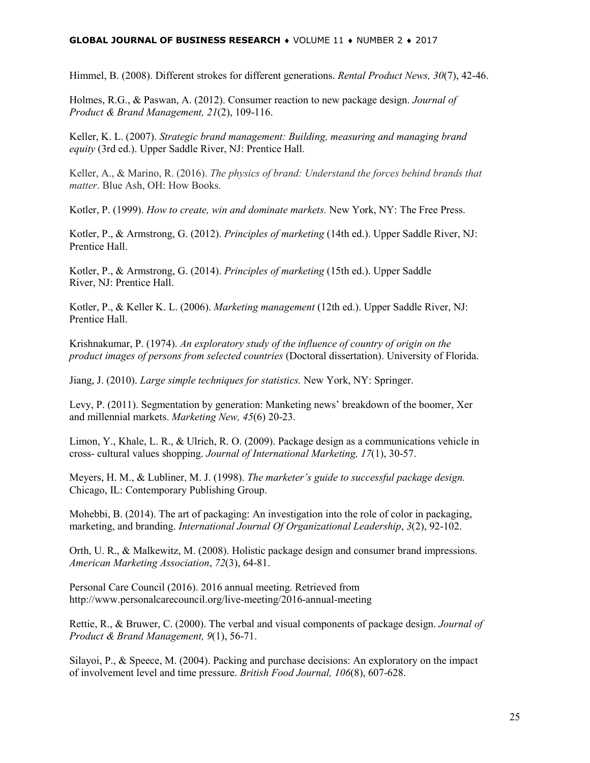Himmel, B. (2008). Different strokes for different generations. *Rental Product News, 30*(7), 42-46.

Holmes, R.G., & Paswan, A. (2012). Consumer reaction to new package design. *Journal of Product & Brand Management, 21*(2), 109-116.

Keller, K. L. (2007). *Strategic brand management: Building, measuring and managing brand equity* (3rd ed.). Upper Saddle River, NJ: Prentice Hall.

Keller, A., & Marino, R. (2016). *The physics of brand: Understand the forces behind brands that matter*. Blue Ash, OH: How Books.

Kotler, P. (1999). *How to create, win and dominate markets.* New York, NY: The Free Press.

Kotler, P., & Armstrong, G. (2012). *Principles of marketing* (14th ed.). Upper Saddle River, NJ: Prentice Hall.

Kotler, P., & Armstrong, G. (2014). *Principles of marketing* (15th ed.). Upper Saddle River, NJ: Prentice Hall.

Kotler, P., & Keller K. L. (2006). *Marketing management* (12th ed.). Upper Saddle River, NJ: Prentice Hall.

Krishnakumar, P. (1974). *An exploratory study of the influence of country of origin on the product images of persons from selected countries* (Doctoral dissertation). University of Florida.

Jiang, J. (2010). *Large simple techniques for statistics.* New York, NY: Springer.

Levy, P. (2011). Segmentation by generation: Manketing news' breakdown of the boomer, Xer and millennial markets. *Marketing New, 45*(6) 20-23.

Limon, Y., Khale, L. R., & Ulrich, R. O. (2009). Package design as a communications vehicle in cross- cultural values shopping. *Journal of International Marketing, 17*(1), 30-57.

Meyers, H. M., & Lubliner, M. J. (1998). *The marketer's guide to successful package design.* Chicago, IL: Contemporary Publishing Group.

Mohebbi, B. (2014). The art of packaging: An investigation into the role of color in packaging, marketing, and branding. *International Journal Of Organizational Leadership*, *3*(2), 92-102.

Orth, U. R., & Malkewitz, M. (2008). Holistic package design and consumer brand impressions. *American Marketing Association*, *72*(3), 64-81.

Personal Care Council (2016). 2016 annual meeting. Retrieved from http://www.personalcarecouncil.org/live-meeting/2016-annual-meeting

Rettie, R., & Bruwer, C. (2000). The verbal and visual components of package design. *Journal of Product & Brand Management, 9*(1), 56-71.

Silayoi, P., & Speece, M. (2004). Packing and purchase decisions: An exploratory on the impact of involvement level and time pressure. *British Food Journal, 106*(8), 607-628.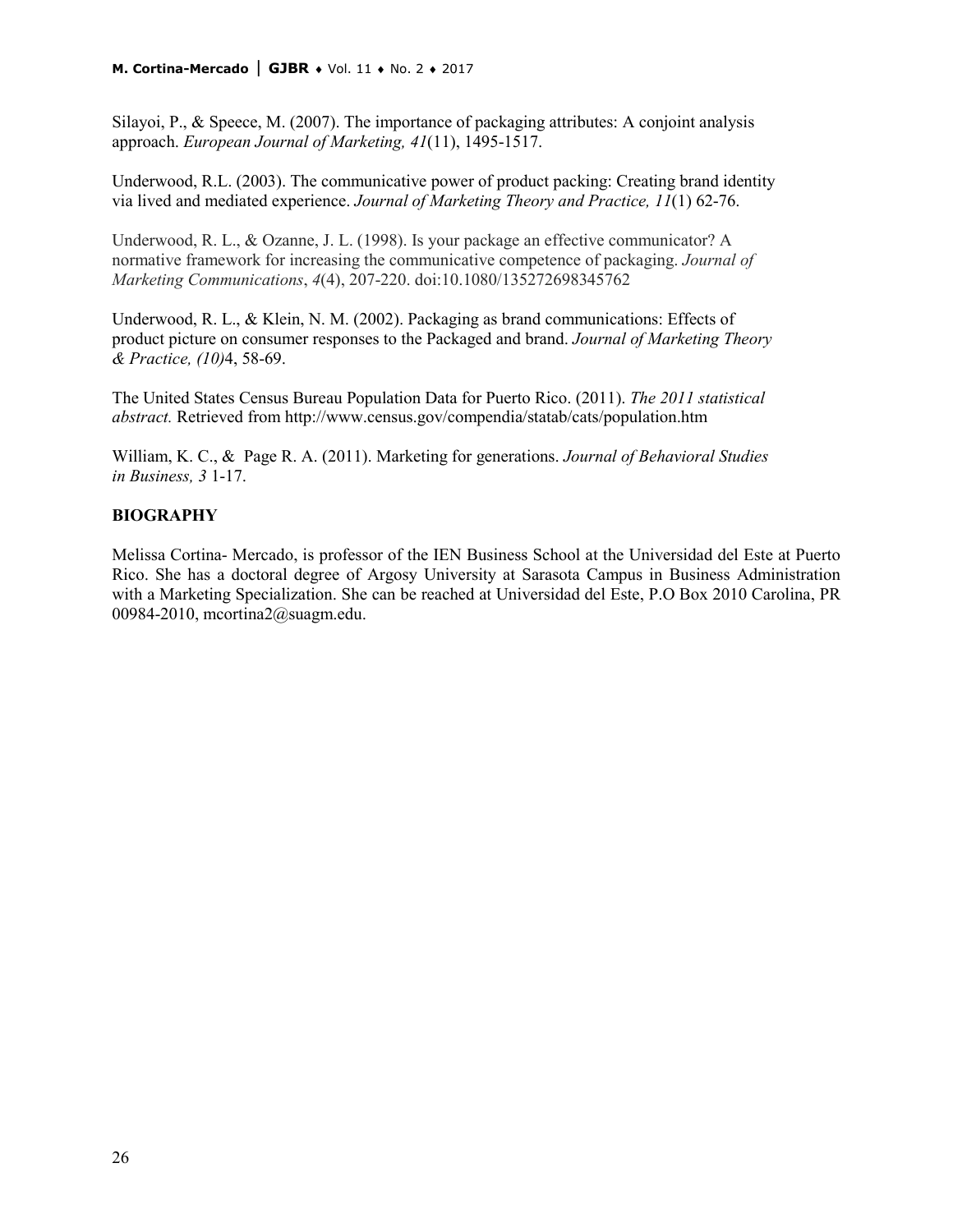Silayoi, P., & Speece, M. (2007). The importance of packaging attributes: A conjoint analysis approach. *European Journal of Marketing, 41*(11), 1495-1517.

Underwood, R.L. (2003). The communicative power of product packing: Creating brand identity via lived and mediated experience. *Journal of Marketing Theory and Practice, 11*(1) 62-76.

Underwood, R. L., & Ozanne, J. L. (1998). Is your package an effective communicator? A normative framework for increasing the communicative competence of packaging. *Journal of Marketing Communications*, *4*(4), 207-220. doi:10.1080/135272698345762

Underwood, R. L., & Klein, N. M. (2002). Packaging as brand communications: Effects of product picture on consumer responses to the Packaged and brand. *Journal of Marketing Theory & Practice, (10)*4, 58-69.

The United States Census Bureau Population Data for Puerto Rico. (2011). *The 2011 statistical abstract.* Retrieved from http://www.census.gov/compendia/statab/cats/population.htm

William, K. C., & Page R. A. (2011). Marketing for generations. *Journal of Behavioral Studies in Business, 3* 1-17.

## BIOGRAPHY

Melissa Cortina- Mercado, is professor of the IEN Business School at the Universidad del Este at Puerto Rico. She has a doctoral degree of Argosy University at Sarasota Campus in Business Administration with a Marketing Specialization. She can be reached at Universidad del Este, P.O Box 2010 Carolina, PR 00984-2010, mcortina2@suagm.edu.